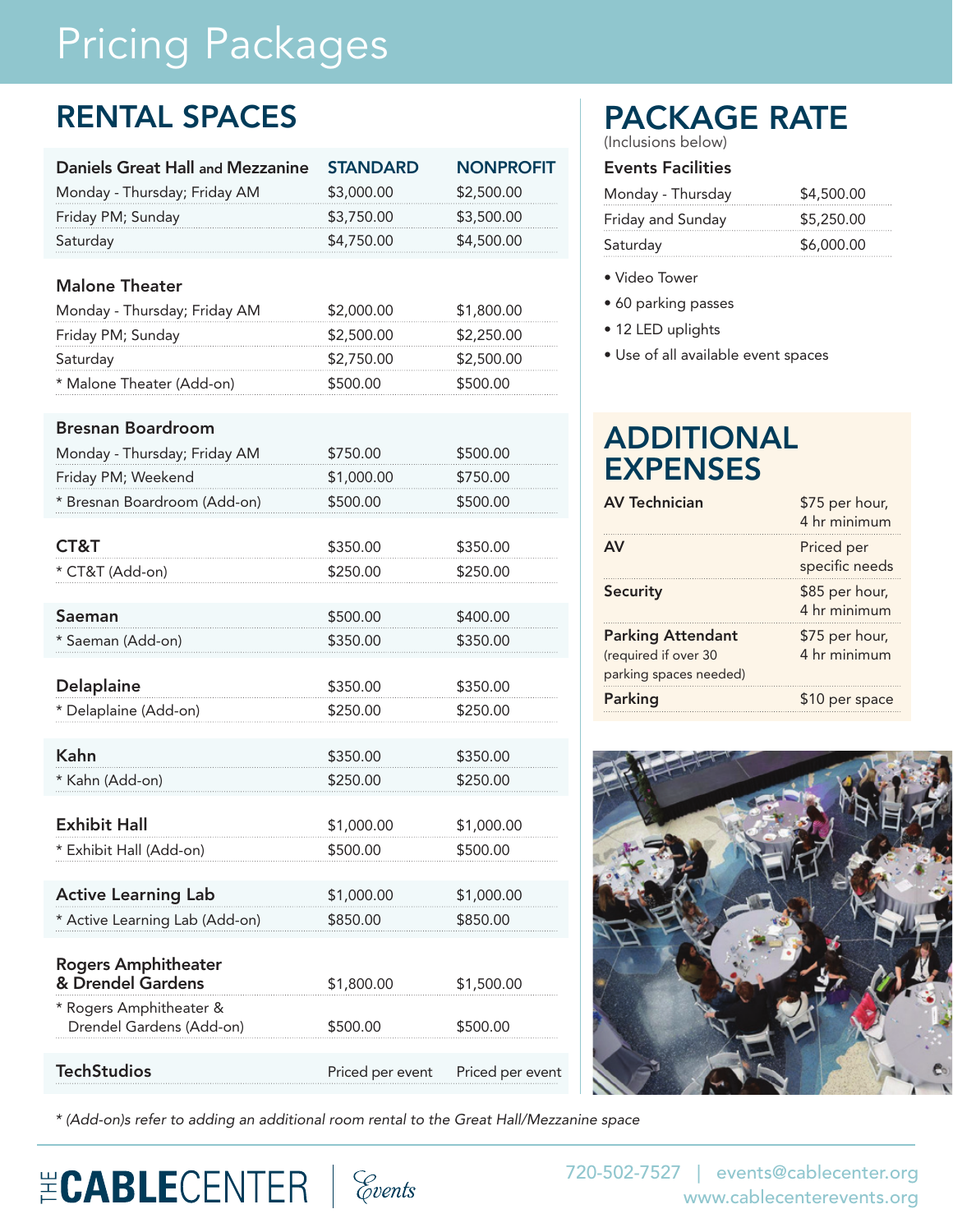# Pricing Packages

## RENTAL SPACES

| Daniels Great Hall and Mezzanine | STANDARD | NONPROFIT |
|---|---|---|
| Monday - Thursday; Friday AM | $3,000.00 | $2,500.00 |
| Friday PM; Sunday | $3,750.00 | $3,500.00 |
| Saturday | $4,750.00 | $4,500.00 |
| **Malone Theater** | | |
| Monday - Thursday; Friday AM | $2,000.00 | $1,800.00 |
| Friday PM; Sunday | $2,500.00 | $2,250.00 |
| Saturday | $2,750.00 | $2,500.00 |
| * Malone Theater (Add-on) | $500.00 | $500.00 |
| **Bresnan Boardroom** | | |
| Monday - Thursday; Friday AM | $750.00 | $500.00 |
| Friday PM; Weekend | $1,000.00 | $750.00 |
| * Bresnan Boardroom (Add-on) | $500.00 | $500.00 |
| **CT&T** | $350.00 | $350.00 |
| * CT&T (Add-on) | $250.00 | $250.00 |
| **Saeman** | $500.00 | $400.00 |
| * Saeman (Add-on) | $350.00 | $350.00 |
| **Delaplaine** | $350.00 | $350.00 |
| * Delaplaine (Add-on) | $250.00 | $250.00 |
| **Kahn** | $350.00 | $350.00 |
| * Kahn (Add-on) | $250.00 | $250.00 |
| **Exhibit Hall** | $1,000.00 | $1,000.00 |
| * Exhibit Hall (Add-on) | $500.00 | $500.00 |
| **Active Learning Lab** | $1,000.00 | $1,000.00 |
| * Active Learning Lab (Add-on) | $850.00 | $850.00 |
| **Rogers Amphitheater & Drendel Gardens** | $1,800.00 | $1,500.00 |
| * Rogers Amphitheater & Drendel Gardens (Add-on) | $500.00 | $500.00 |
| **TechStudios** | Priced per event | Priced per event |

*\* (Add-on)s refer to adding an additional room rental to the Great Hall/Mezzanine space*

## PACKAGE RATE

(Inclusions below)

| Events Facilities | |
|---|---|
| Monday - Thursday | $4,500.00 |
| Friday and Sunday | $5,250.00 |
| Saturday | $6,000.00 |

- Video Tower
- 60 parking passes
- 12 LED uplights
- Use of all available event spaces

## ADDITIONAL EXPENSES

| | |
|---|---|
| **AV Technician** | $75 per hour, 4 hr minimum |
| **AV** | Priced per specific needs |
| **Security** | $85 per hour, 4 hr minimum |
| **Parking Attendant** (required if over 30 parking spaces needed) | $75 per hour, 4 hr minimum |
| **Parking** | $10 per space |

THE CABLECENTER | Events

720-502-7527 | events@cablecenter.org
www.cablecenterevents.org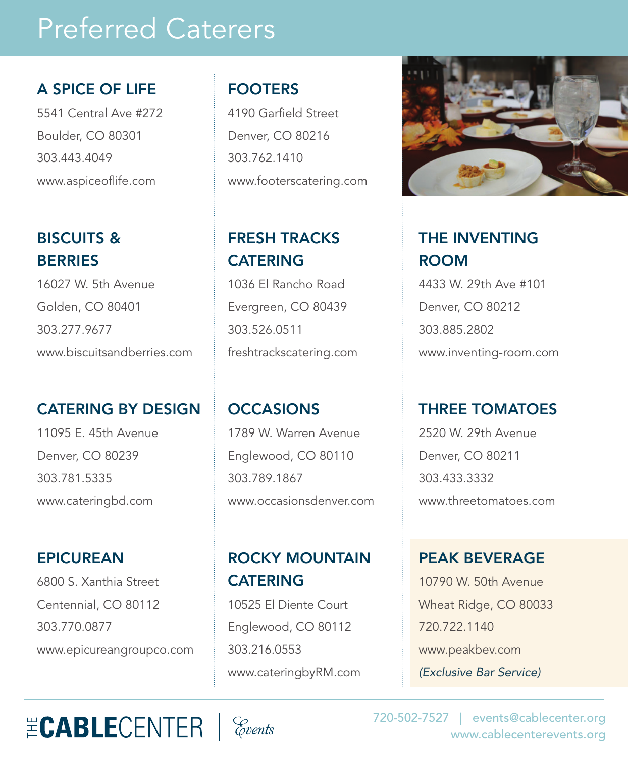# Preferred Caterers

### A SPICE OF LIFE

5541 Central Ave #272
Boulder, CO 80301
303.443.4049
www.aspiceoflife.com

### BISCUITS & BERRIES

16027 W. 5th Avenue
Golden, CO 80401
303.277.9677
www.biscuitsandberries.com

### CATERING BY DESIGN

11095 E. 45th Avenue
Denver, CO 80239
303.781.5335
www.cateringbd.com

### EPICUREAN

6800 S. Xanthia Street
Centennial, CO 80112
303.770.0877
www.epicureangroupco.com

### FOOTERS

4190 Garfield Street
Denver, CO 80216
303.762.1410
www.footerscatering.com

### FRESH TRACKS CATERING

1036 El Rancho Road
Evergreen, CO 80439
303.526.0511
freshtrackscatering.com

### OCCASIONS

1789 W. Warren Avenue
Englewood, CO 80110
303.789.1867
www.occasionsdenver.com

### ROCKY MOUNTAIN CATERING

10525 El Diente Court
Englewood, CO 80112
303.216.0553
www.cateringbyRM.com

### THE INVENTING ROOM

4433 W. 29th Ave #101
Denver, CO 80212
303.885.2802
www.inventing-room.com

### THREE TOMATOES

2520 W. 29th Avenue
Denver, CO 80211
303.433.3332
www.threetomatoes.com

### PEAK BEVERAGE

10790 W. 50th Avenue
Wheat Ridge, CO 80033
720.722.1140
www.peakbev.com
*(Exclusive Bar Service)*

THE CABLECENTER | Events

720-502-7527 | events@cablecenter.org
www.cablecenterevents.org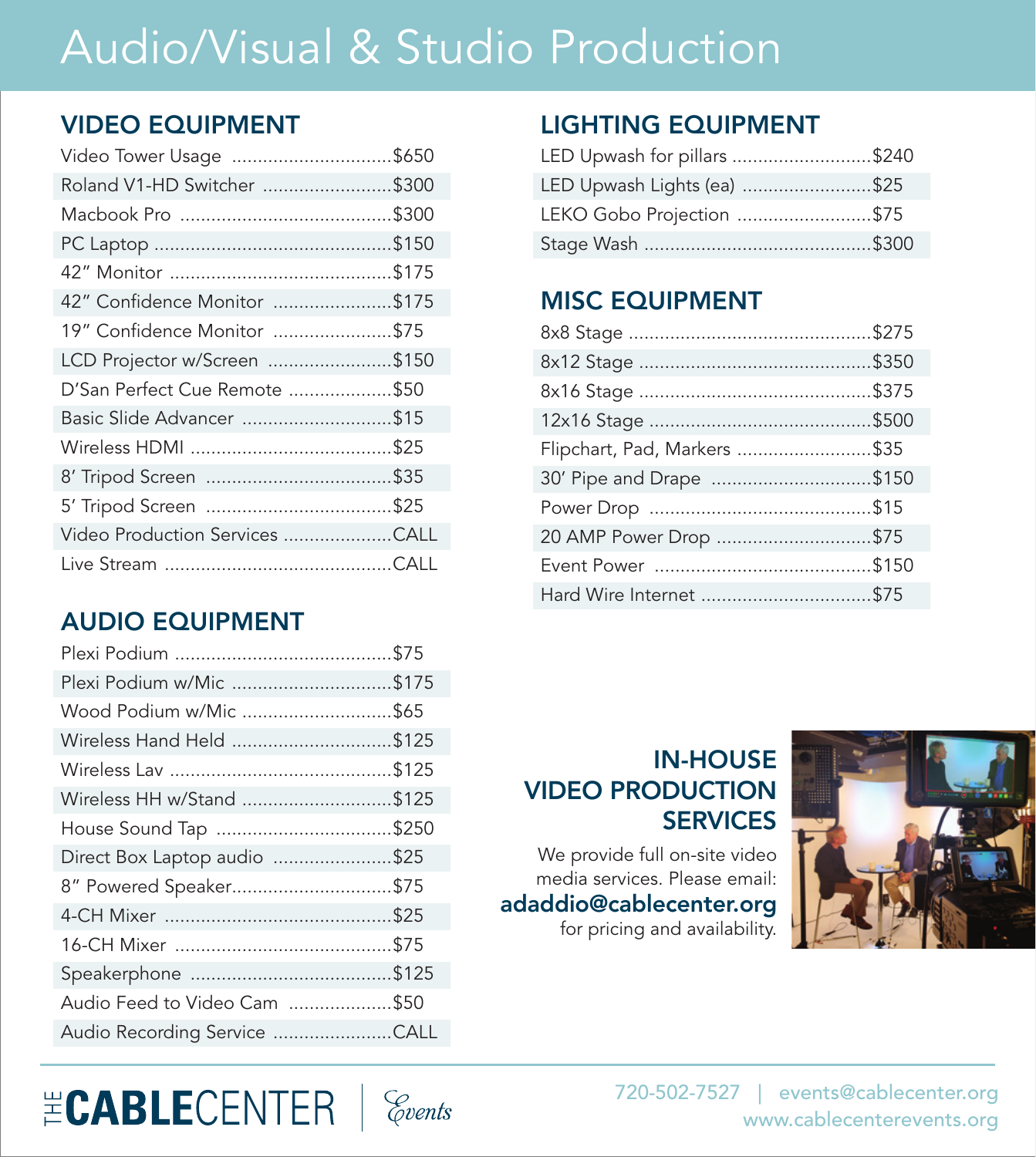# Audio/Visual & Studio Production

## VIDEO EQUIPMENT

| | |
|---|---|
| Video Tower Usage | $650 |
| Roland V1-HD Switcher | $300 |
| Macbook Pro | $300 |
| PC Laptop | $150 |
| 42" Monitor | $175 |
| 42" Confidence Monitor | $175 |
| 19" Confidence Monitor | $75 |
| LCD Projector w/Screen | $150 |
| D'San Perfect Cue Remote | $50 |
| Basic Slide Advancer | $15 |
| Wireless HDMI | $25 |
| 8' Tripod Screen | $35 |
| 5' Tripod Screen | $25 |
| Video Production Services | CALL |
| Live Stream | CALL |

## AUDIO EQUIPMENT

| | |
|---|---|
| Plexi Podium | $75 |
| Plexi Podium w/Mic | $175 |
| Wood Podium w/Mic | $65 |
| Wireless Hand Held | $125 |
| Wireless Lav | $125 |
| Wireless HH w/Stand | $125 |
| House Sound Tap | $250 |
| Direct Box Laptop audio | $25 |
| 8" Powered Speaker | $75 |
| 4-CH Mixer | $25 |
| 16-CH Mixer | $75 |
| Speakerphone | $125 |
| Audio Feed to Video Cam | $50 |
| Audio Recording Service | CALL |

## LIGHTING EQUIPMENT

| | |
|---|---|
| LED Upwash for pillars | $240 |
| LED Upwash Lights (ea) | $25 |
| LEKO Gobo Projection | $75 |
| Stage Wash | $300 |

## MISC EQUIPMENT

| | |
|---|---|
| 8x8 Stage | $275 |
| 8x12 Stage | $350 |
| 8x16 Stage | $375 |
| 12x16 Stage | $500 |
| Flipchart, Pad, Markers | $35 |
| 30' Pipe and Drape | $150 |
| Power Drop | $15 |
| 20 AMP Power Drop | $75 |
| Event Power | $150 |
| Hard Wire Internet | $75 |

## IN-HOUSE VIDEO PRODUCTION SERVICES

We provide full on-site video media services. Please email:
**adaddio@cablecenter.org**
for pricing and availability.

THE CABLECENTER | Events

720-502-7527 | events@cablecenter.org
www.cablecenterevents.org